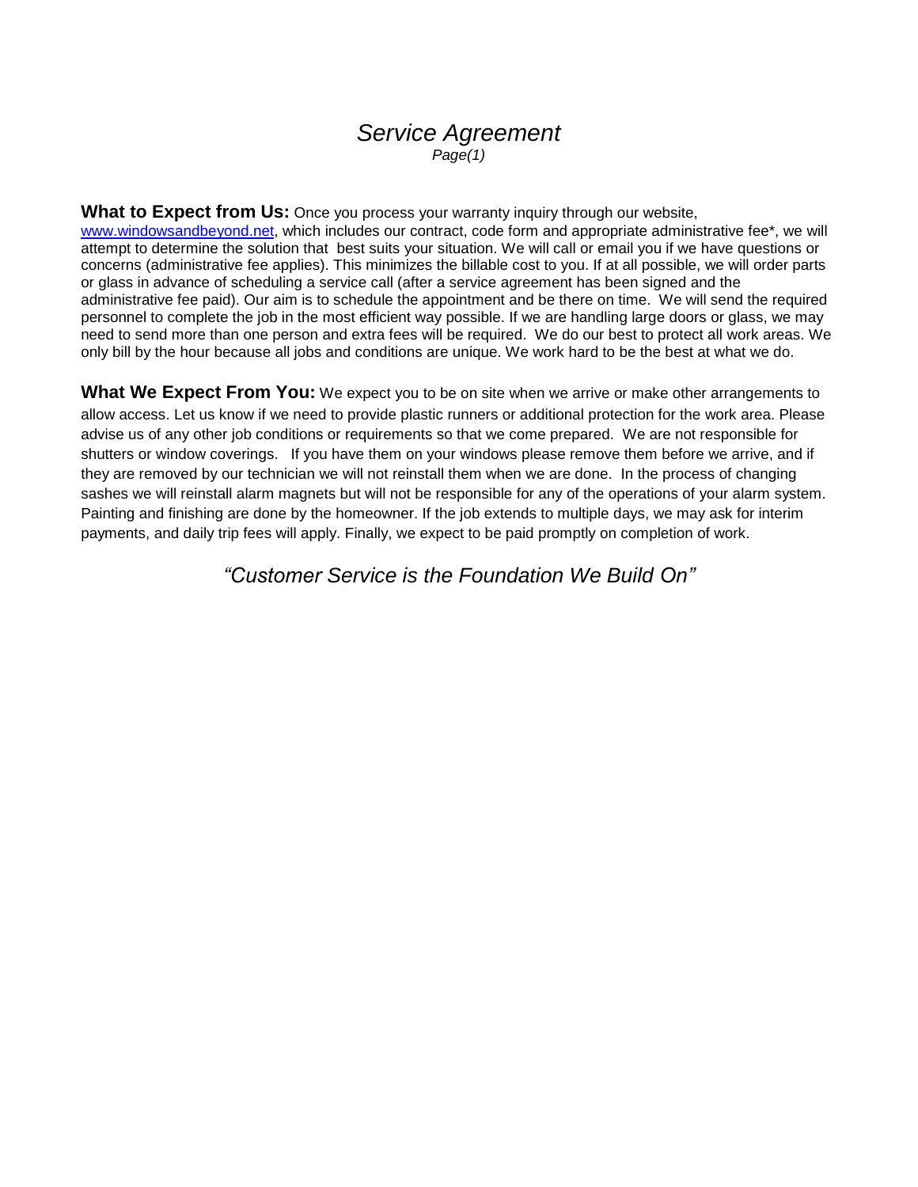# *Service Agreement*

*Page(1)*

**What to Expect from Us:** Once you process your warranty inquiry through our website, www.windowsandbeyond.net, which includes our contract, code form and appropriate administrative fee*, we will attempt to determine the solution that best suits your situation. We will call or email you if we have questions or concerns (administrative fee applies). This minimizes the billable cost to you. If at all possible, we will order parts or glass in advance of scheduling a service call (after a service agreement has been signed and the administrative fee paid). Our aim is to schedule the appointment and be there on time. We will send the required personnel to complete the job in the most efficient way possible. If we are handling large doors or glass, we may need to send more than one person and extra fees will be required. We do our best to protect all work areas. We only bill by the hour because all jobs and conditions are unique. We work hard to be the best at what we do.

**What We Expect From You:** We expect you to be on site when we arrive or make other arrangements to allow access. Let us know if we need to provide plastic runners or additional protection for the work area. Please advise us of any other job conditions or requirements so that we come prepared. We are not responsible for shutters or window coverings. If you have them on your windows please remove them before we arrive, and if they are removed by our technician we will not reinstall them when we are done. In the process of changing sashes we will reinstall alarm magnets but will not be responsible for any of the operations of your alarm system. Painting and finishing are done by the homeowner. If the job extends to multiple days, we may ask for interim payments, and daily trip fees will apply. Finally, we expect to be paid promptly on completion of work.

*“Customer Service is the Foundation We Build On”*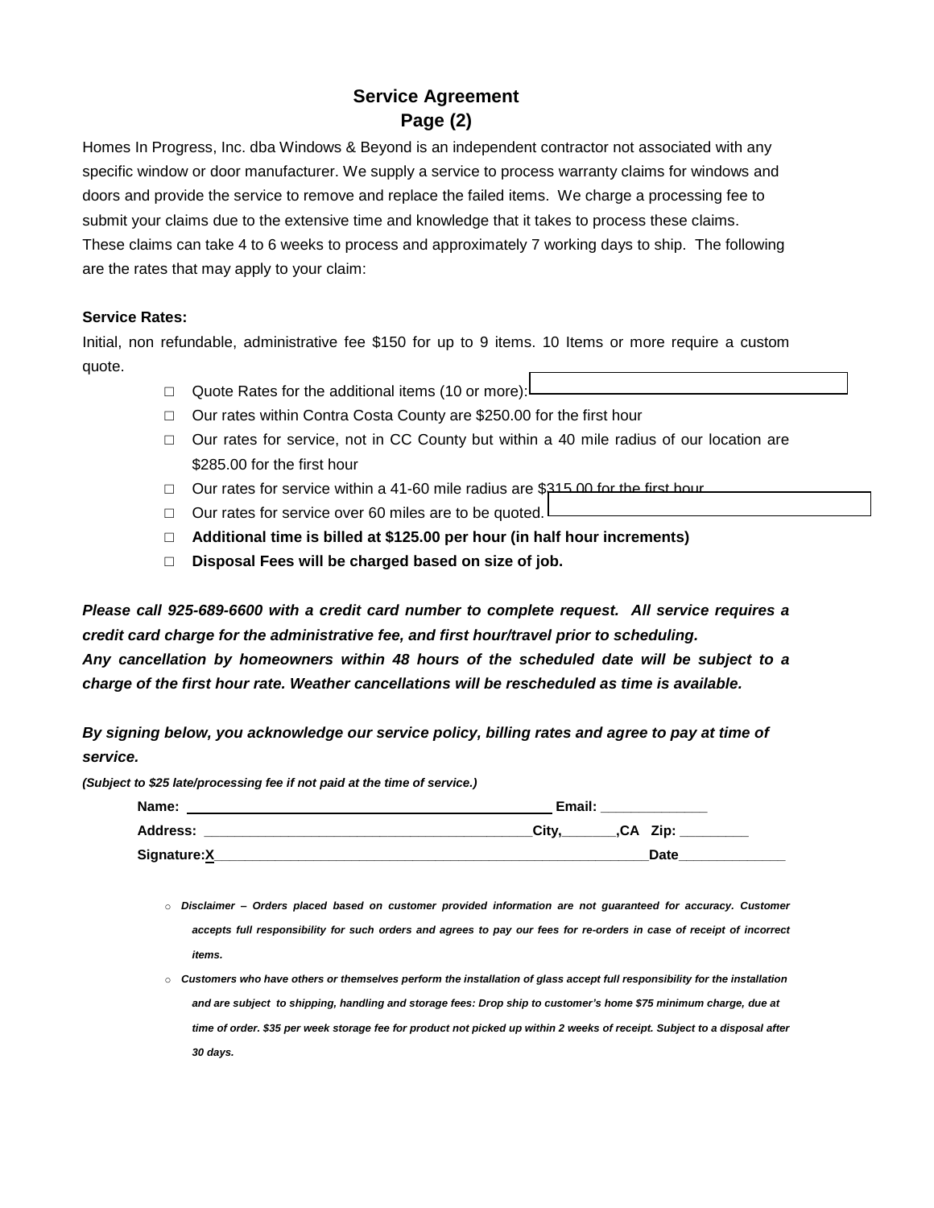# Service Agreement
## Page (2)

Homes In Progress, Inc. dba Windows & Beyond is an independent contractor not associated with any specific window or door manufacturer. We supply a service to process warranty claims for windows and doors and provide the service to remove and replace the failed items. We charge a processing fee to submit your claims due to the extensive time and knowledge that it takes to process these claims. These claims can take 4 to 6 weeks to process and approximately 7 working days to ship. The following are the rates that may apply to your claim:

**Service Rates:**

Initial, non refundable, administrative fee $150 for up to 9 items. 10 Items or more require a custom quote.

- □ Quote Rates for the additional items (10 or more): ____________
- □ Our rates within Contra Costa County are $250.00 for the first hour
- □ Our rates for service, not in CC County but within a 40 mile radius of our location are $285.00 for the first hour
- □ Our rates for service within a 41-60 mile radius are $315.00 for the first hour
- □ Our rates for service over 60 miles are to be quoted. ____________
- □ **Additional time is billed at $125.00 per hour (in half hour increments)**
- □ **Disposal Fees will be charged based on size of job.**

***Please call 925-689-6600 with a credit card number to complete request. All service requires a credit card charge for the administrative fee, and first hour/travel prior to scheduling.***
***Any cancellation by homeowners within 48 hours of the scheduled date will be subject to a charge of the first hour rate. Weather cancellations will be rescheduled as time is available.***

***By signing below, you acknowledge our service policy, billing rates and agree to pay at time of service.***

***(Subject to $25 late/processing fee if not paid at the time of service.)***

**Name:** ______________________________ **Email:** ______________
**Address:** ______________________________ **City,**_______**,CA Zip:** _________
**Signature:X**______________________________ **Date**______________

- ***Disclaimer – Orders placed based on customer provided information are not guaranteed for accuracy. Customer accepts full responsibility for such orders and agrees to pay our fees for re-orders in case of receipt of incorrect items.***
- ***Customers who have others or themselves perform the installation of glass accept full responsibility for the installation and are subject to shipping, handling and storage fees: Drop ship to customer's home $75 minimum charge, due at time of order. $35 per week storage fee for product not picked up within 2 weeks of receipt. Subject to a disposal after 30 days.***